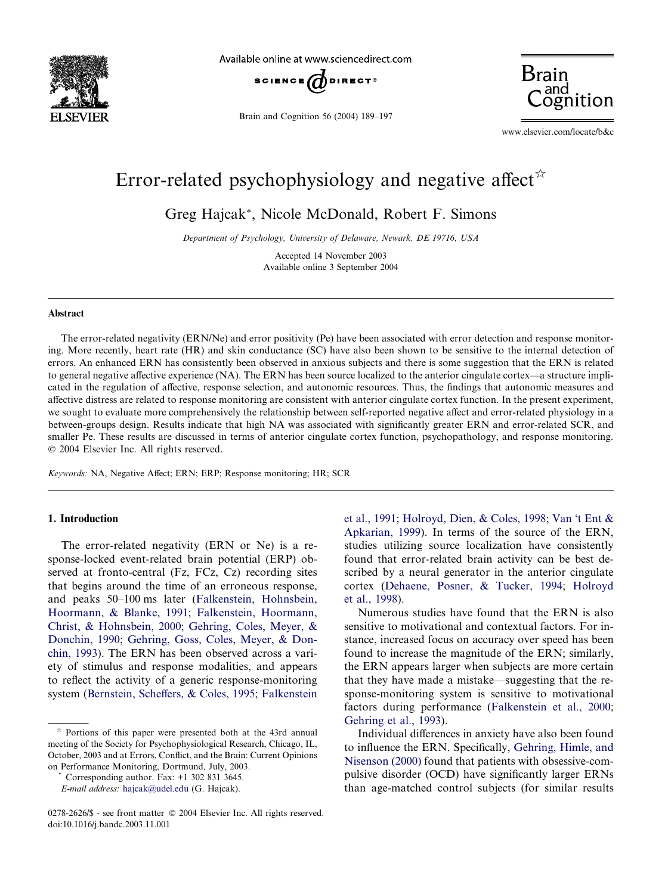# Error-related psychophysiology and negative affect[☆]

Greg Hajcak*, Nicole McDonald, Robert F. Simons

*Department of Psychology, University of Delaware, Newark, DE 19716, USA*

Accepted 14 November 2003
Available online 3 September 2004

## Abstract

The error-related negativity (ERN/Ne) and error positivity (Pe) have been associated with error detection and response monitoring. More recently, heart rate (HR) and skin conductance (SC) have also been shown to be sensitive to the internal detection of errors. An enhanced ERN has consistently been observed in anxious subjects and there is some suggestion that the ERN is related to general negative affective experience (NA). The ERN has been source localized to the anterior cingulate cortex—a structure implicated in the regulation of affective, response selection, and autonomic resources. Thus, the findings that autonomic measures and affective distress are related to response monitoring are consistent with anterior cingulate cortex function. In the present experiment, we sought to evaluate more comprehensively the relationship between self-reported negative affect and error-related physiology in a between-groups design. Results indicate that high NA was associated with significantly greater ERN and error-related SCR, and smaller Pe. These results are discussed in terms of anterior cingulate cortex function, psychopathology, and response monitoring.
© 2004 Elsevier Inc. All rights reserved.

*Keywords:* NA, Negative Affect; ERN; ERP; Response monitoring; HR; SCR

## 1. Introduction

The error-related negativity (ERN or Ne) is a response-locked event-related brain potential (ERP) observed at fronto-central (Fz, FCz, Cz) recording sites that begins around the time of an erroneous response, and peaks 50–100 ms later (Falkenstein, Hohnsbein, Hoormann, & Blanke, 1991; Falkenstein, Hoormann, Christ, & Hohnsbein, 2000; Gehring, Coles, Meyer, & Donchin, 1990; Gehring, Goss, Coles, Meyer, & Donchin, 1993). The ERN has been observed across a variety of stimulus and response modalities, and appears to reflect the activity of a generic response-monitoring system (Bernstein, Scheffers, & Coles, 1995; Falkenstein et al., 1991; Holroyd, Dien, & Coles, 1998; Van 't Ent & Apkarian, 1999). In terms of the source of the ERN, studies utilizing source localization have consistently found that error-related brain activity can be best described by a neural generator in the anterior cingulate cortex (Dehaene, Posner, & Tucker, 1994; Holroyd et al., 1998).

Numerous studies have found that the ERN is also sensitive to motivational and contextual factors. For instance, increased focus on accuracy over speed has been found to increase the magnitude of the ERN; similarly, the ERN appears larger when subjects are more certain that they have made a mistake—suggesting that the response-monitoring system is sensitive to motivational factors during performance (Falkenstein et al., 2000; Gehring et al., 1993).

Individual differences in anxiety have also been found to influence the ERN. Specifically, Gehring, Himle, and Nisenson (2000) found that patients with obsessive-compulsive disorder (OCD) have significantly larger ERNs than age-matched control subjects (for similar results

---

[☆] Portions of this paper were presented both at the 43rd annual meeting of the Society for Psychophysiological Research, Chicago, IL, October, 2003 and at Errors, Conflict, and the Brain: Current Opinions on Performance Monitoring, Dortmund, July, 2003.

\* Corresponding author. Fax: +1 302 831 3645.
*E-mail address:* hajcak@udel.edu (G. Hajcak).

0278-2626/$ - see front matter © 2004 Elsevier Inc. All rights reserved.
doi:10.1016/j.bandc.2003.11.001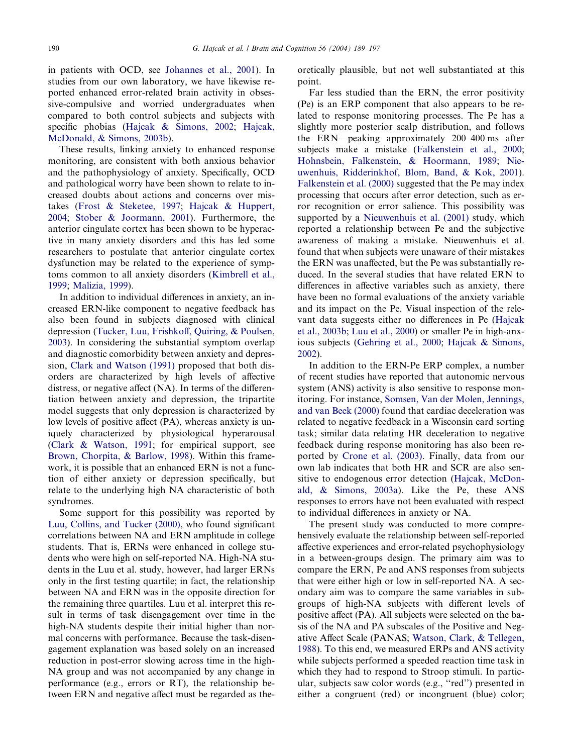in patients with OCD, see Johannes et al., 2001). In studies from our own laboratory, we have likewise reported enhanced error-related brain activity in obsessive-compulsive and worried undergraduates when compared to both control subjects and subjects with specific phobias (Hajcak & Simons, 2002; Hajcak, McDonald, & Simons, 2003b).

These results, linking anxiety to enhanced response monitoring, are consistent with both anxious behavior and the pathophysiology of anxiety. Specifically, OCD and pathological worry have been shown to relate to increased doubts about actions and concerns over mistakes (Frost & Steketee, 1997; Hajcak & Huppert, 2004; Stober & Joormann, 2001). Furthermore, the anterior cingulate cortex has been shown to be hyperactive in many anxiety disorders and this has led some researchers to postulate that anterior cingulate cortex dysfunction may be related to the experience of symptoms common to all anxiety disorders (Kimbrell et al., 1999; Malizia, 1999).

In addition to individual differences in anxiety, an increased ERN-like component to negative feedback has also been found in subjects diagnosed with clinical depression (Tucker, Luu, Frishkoff, Quiring, & Poulsen, 2003). In considering the substantial symptom overlap and diagnostic comorbidity between anxiety and depression, Clark and Watson (1991) proposed that both disorders are characterized by high levels of affective distress, or negative affect (NA). In terms of the differentiation between anxiety and depression, the tripartite model suggests that only depression is characterized by low levels of positive affect (PA), whereas anxiety is uniquely characterized by physiological hyperarousal (Clark & Watson, 1991; for empirical support, see Brown, Chorpita, & Barlow, 1998). Within this framework, it is possible that an enhanced ERN is not a function of either anxiety or depression specifically, but relate to the underlying high NA characteristic of both syndromes.

Some support for this possibility was reported by Luu, Collins, and Tucker (2000), who found significant correlations between NA and ERN amplitude in college students. That is, ERNs were enhanced in college students who were high on self-reported NA. High-NA students in the Luu et al. study, however, had larger ERNs only in the first testing quartile; in fact, the relationship between NA and ERN was in the opposite direction for the remaining three quartiles. Luu et al. interpret this result in terms of task disengagement over time in the high-NA students despite their initial higher than normal concerns with performance. Because the task-disengagement explanation was based solely on an increased reduction in post-error slowing across time in the high-NA group and was not accompanied by any change in performance (e.g., errors or RT), the relationship between ERN and negative affect must be regarded as theoretically plausible, but not well substantiated at this point.

Far less studied than the ERN, the error positivity (Pe) is an ERP component that also appears to be related to response monitoring processes. The Pe has a slightly more posterior scalp distribution, and follows the ERN—peaking approximately 200–400 ms after subjects make a mistake (Falkenstein et al., 2000; Hohnsbein, Falkenstein, & Hoormann, 1989; Nieuwenhuis, Ridderinkhof, Blom, Band, & Kok, 2001). Falkenstein et al. (2000) suggested that the Pe may index processing that occurs after error detection, such as error recognition or error salience. This possibility was supported by a Nieuwenhuis et al. (2001) study, which reported a relationship between Pe and the subjective awareness of making a mistake. Nieuwenhuis et al. found that when subjects were unaware of their mistakes the ERN was unaffected, but the Pe was substantially reduced. In the several studies that have related ERN to differences in affective variables such as anxiety, there have been no formal evaluations of the anxiety variable and its impact on the Pe. Visual inspection of the relevant data suggests either no differences in Pe (Hajcak et al., 2003b; Luu et al., 2000) or smaller Pe in high-anxious subjects (Gehring et al., 2000; Hajcak & Simons, 2002).

In addition to the ERN-Pe ERP complex, a number of recent studies have reported that autonomic nervous system (ANS) activity is also sensitive to response monitoring. For instance, Somsen, Van der Molen, Jennings, and van Beek (2000) found that cardiac deceleration was related to negative feedback in a Wisconsin card sorting task; similar data relating HR deceleration to negative feedback during response monitoring has also been reported by Crone et al. (2003). Finally, data from our own lab indicates that both HR and SCR are also sensitive to endogenous error detection (Hajcak, McDonald, & Simons, 2003a). Like the Pe, these ANS responses to errors have not been evaluated with respect to individual differences in anxiety or NA.

The present study was conducted to more comprehensively evaluate the relationship between self-reported affective experiences and error-related psychophysiology in a between-groups design. The primary aim was to compare the ERN, Pe and ANS responses from subjects that were either high or low in self-reported NA. A secondary aim was to compare the same variables in subgroups of high-NA subjects with different levels of positive affect (PA). All subjects were selected on the basis of the NA and PA subscales of the Positive and Negative Affect Scale (PANAS; Watson, Clark, & Tellegen, 1988). To this end, we measured ERPs and ANS activity while subjects performed a speeded reaction time task in which they had to respond to Stroop stimuli. In particular, subjects saw color words (e.g., "red") presented in either a congruent (red) or incongruent (blue) color;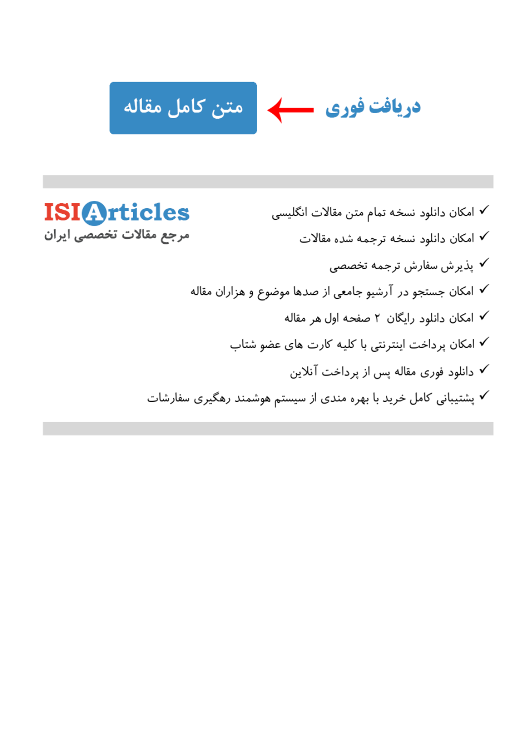دریافت فوری ← **متن کامل مقاله**

**ISIArticles**
مرجع مقالات تخصصی ایران

- ✓ امکان دانلود نسخه تمام متن مقالات انگلیسی
- ✓ امکان دانلود نسخه ترجمه شده مقالات
- ✓ پذیرش سفارش ترجمه تخصصی
- ✓ امکان جستجو در آرشیو جامعی از صدها موضوع و هزاران مقاله
- ✓ امکان دانلود رایگان ۲ صفحه اول هر مقاله
- ✓ امکان پرداخت اینترنتی با کلیه کارت های عضو شتاب
- ✓ دانلود فوری مقاله پس از پرداخت آنلاین
- ✓ پشتیبانی کامل خرید با بهره مندی از سیستم هوشمند رهگیری سفارشات